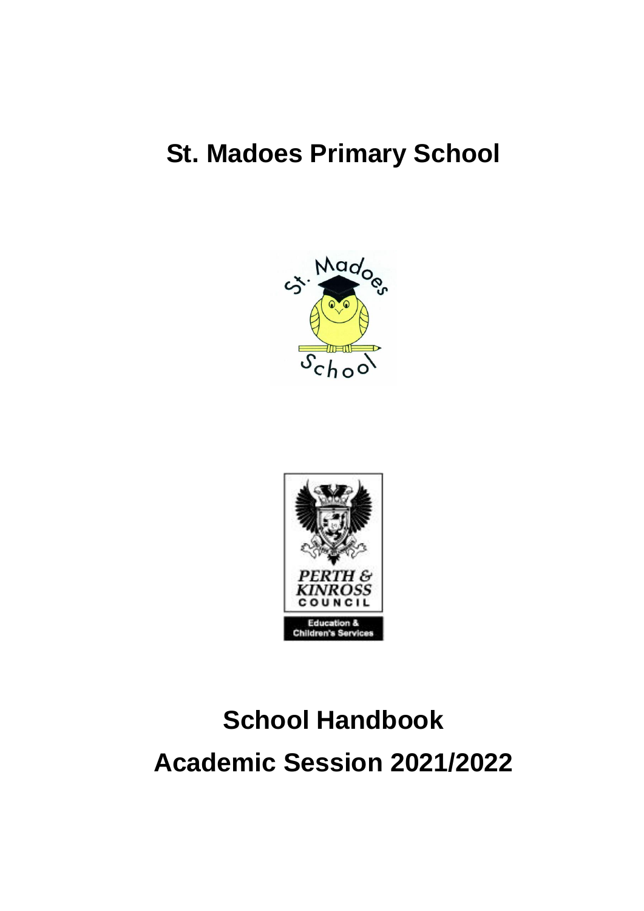# St. Madoes Primary School

# School Handbook

# Academic Session 2021/2022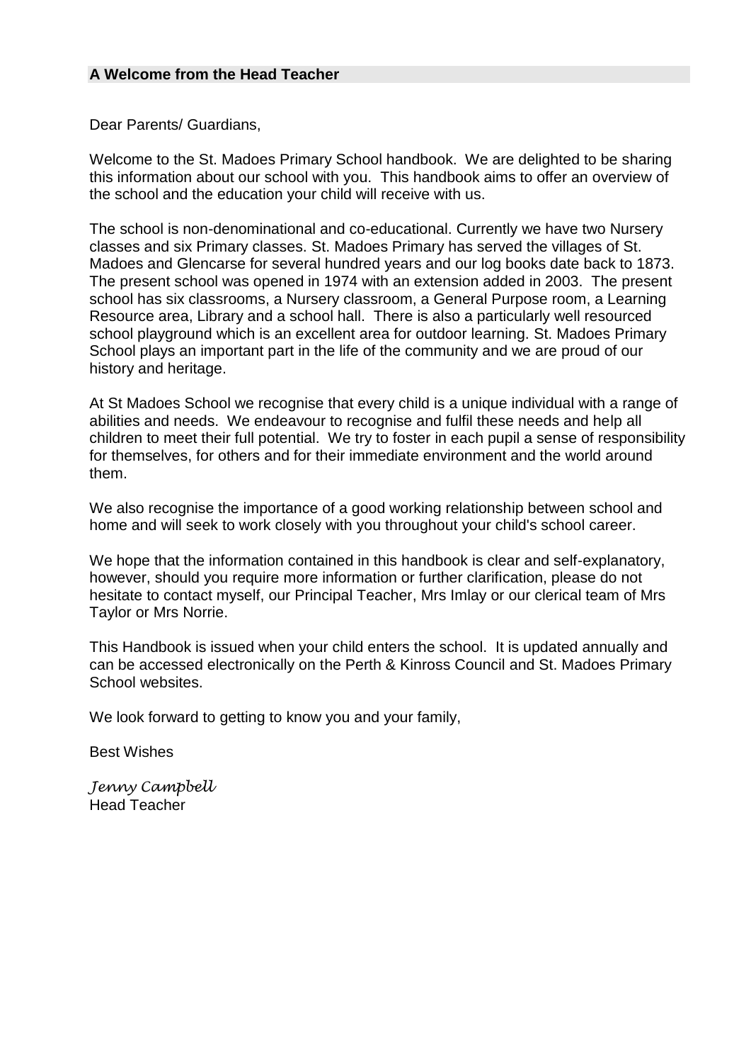## A Welcome from the Head Teacher

Dear Parents/ Guardians,

Welcome to the St. Madoes Primary School handbook. We are delighted to be sharing this information about our school with you. This handbook aims to offer an overview of the school and the education your child will receive with us.

The school is non-denominational and co-educational. Currently we have two Nursery classes and six Primary classes. St. Madoes Primary has served the villages of St. Madoes and Glencarse for several hundred years and our log books date back to 1873. The present school was opened in 1974 with an extension added in 2003. The present school has six classrooms, a Nursery classroom, a General Purpose room, a Learning Resource area, Library and a school hall. There is also a particularly well resourced school playground which is an excellent area for outdoor learning. St. Madoes Primary School plays an important part in the life of the community and we are proud of our history and heritage.

At St Madoes School we recognise that every child is a unique individual with a range of abilities and needs. We endeavour to recognise and fulfil these needs and help all children to meet their full potential. We try to foster in each pupil a sense of responsibility for themselves, for others and for their immediate environment and the world around them.

We also recognise the importance of a good working relationship between school and home and will seek to work closely with you throughout your child's school career.

We hope that the information contained in this handbook is clear and self-explanatory, however, should you require more information or further clarification, please do not hesitate to contact myself, our Principal Teacher, Mrs Imlay or our clerical team of Mrs Taylor or Mrs Norrie.

This Handbook is issued when your child enters the school. It is updated annually and can be accessed electronically on the Perth & Kinross Council and St. Madoes Primary School websites.

We look forward to getting to know you and your family,

Best Wishes

*Jenny Campbell*
Head Teacher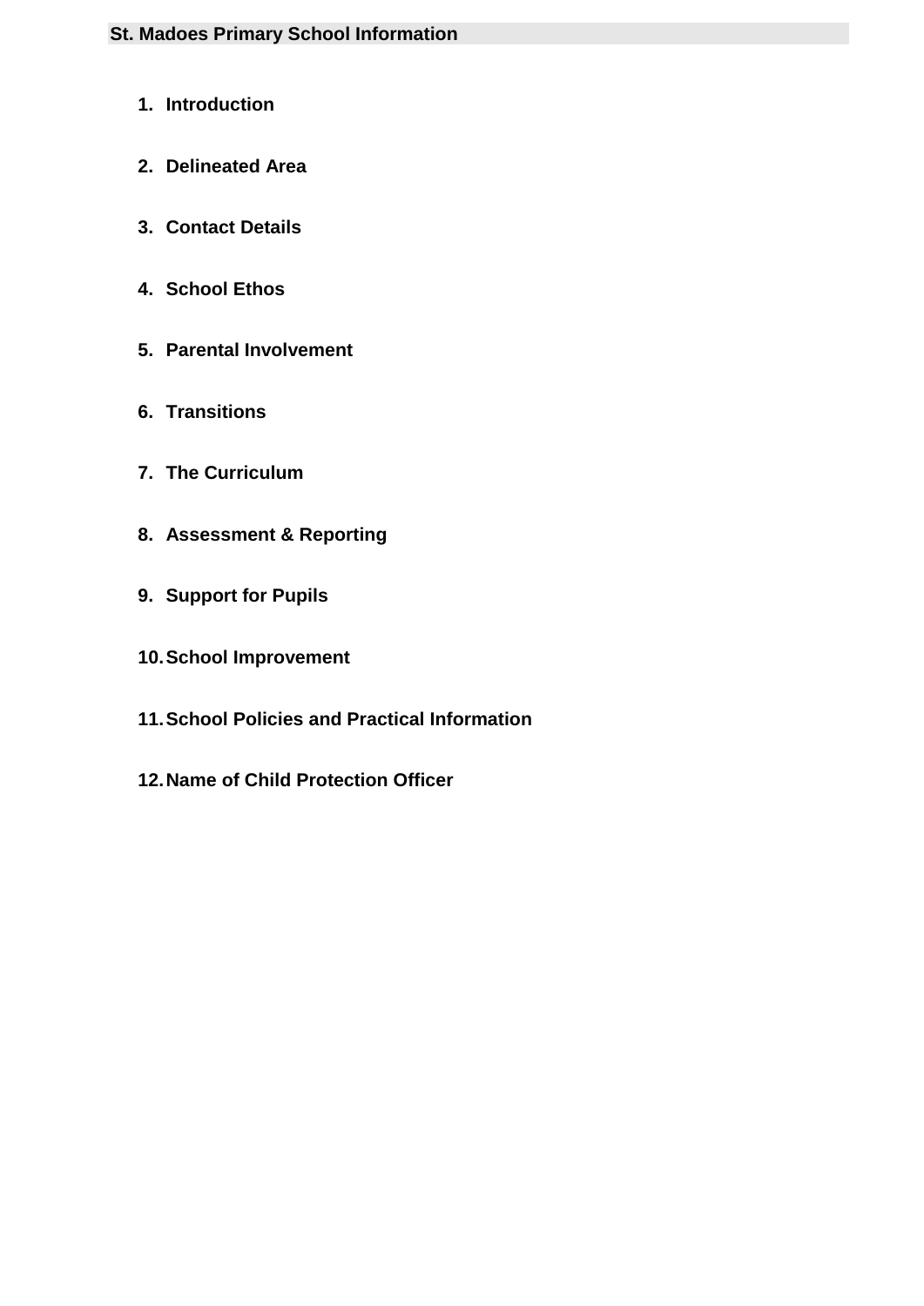## St. Madoes Primary School Information

1. **Introduction**
2. **Delineated Area**
3. **Contact Details**
4. **School Ethos**
5. **Parental Involvement**
6. **Transitions**
7. **The Curriculum**
8. **Assessment & Reporting**
9. **Support for Pupils**
10. **School Improvement**
11. **School Policies and Practical Information**
12. **Name of Child Protection Officer**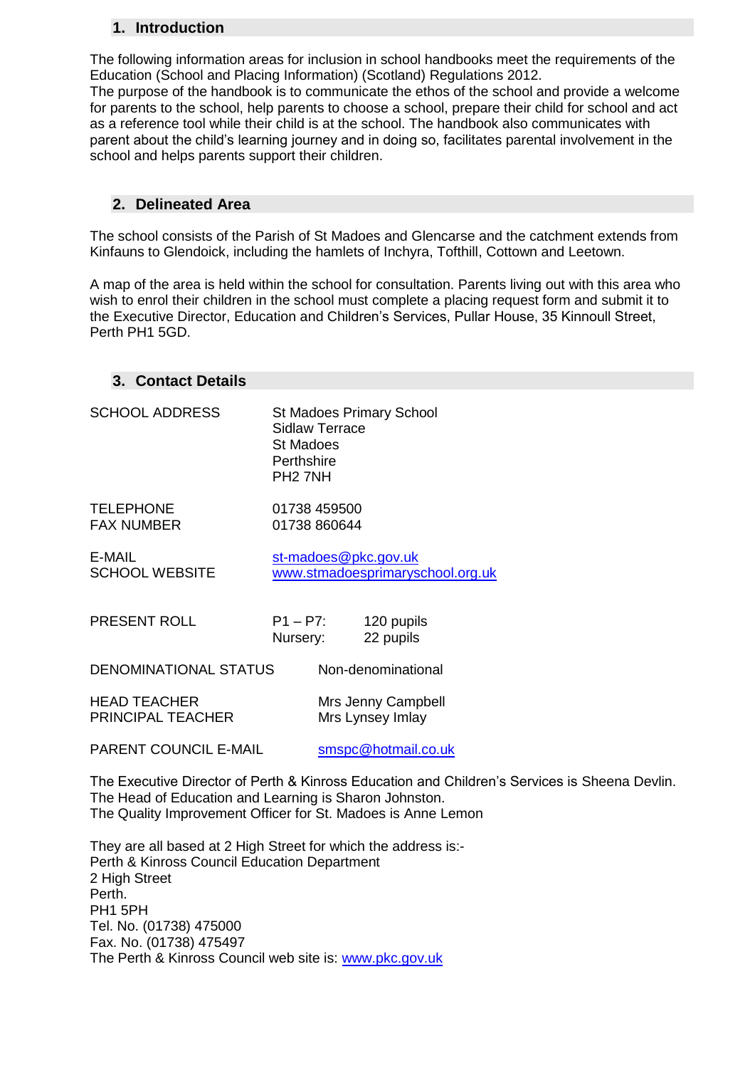## 1. Introduction

The following information areas for inclusion in school handbooks meet the requirements of the Education (School and Placing Information) (Scotland) Regulations 2012.
The purpose of the handbook is to communicate the ethos of the school and provide a welcome for parents to the school, help parents to choose a school, prepare their child for school and act as a reference tool while their child is at the school. The handbook also communicates with parent about the child's learning journey and in doing so, facilitates parental involvement in the school and helps parents support their children.

## 2. Delineated Area

The school consists of the Parish of St Madoes and Glencarse and the catchment extends from Kinfauns to Glendoick, including the hamlets of Inchyra, Tofthill, Cottown and Leetown.

A map of the area is held within the school for consultation. Parents living out with this area who wish to enrol their children in the school must complete a placing request form and submit it to the Executive Director, Education and Children's Services, Pullar House, 35 Kinnoull Street, Perth PH1 5GD.

## 3. Contact Details

SCHOOL ADDRESS
St Madoes Primary School
Sidlaw Terrace
St Madoes
Perthshire
PH2 7NH

TELEPHONE 01738 459500
FAX NUMBER 01738 860644

E-MAIL st-madoes@pkc.gov.uk
SCHOOL WEBSITE www.stmadoesprimaryschool.org.uk

PRESENT ROLL
P1 – P7: 120 pupils
Nursery: 22 pupils

DENOMINATIONAL STATUS Non-denominational

HEAD TEACHER Mrs Jenny Campbell
PRINCIPAL TEACHER Mrs Lynsey Imlay

PARENT COUNCIL E-MAIL smspc@hotmail.co.uk

The Executive Director of Perth & Kinross Education and Children's Services is Sheena Devlin.
The Head of Education and Learning is Sharon Johnston.
The Quality Improvement Officer for St. Madoes is Anne Lemon

They are all based at 2 High Street for which the address is:-
Perth & Kinross Council Education Department
2 High Street
Perth.
PH1 5PH
Tel. No. (01738) 475000
Fax. No. (01738) 475497
The Perth & Kinross Council web site is: www.pkc.gov.uk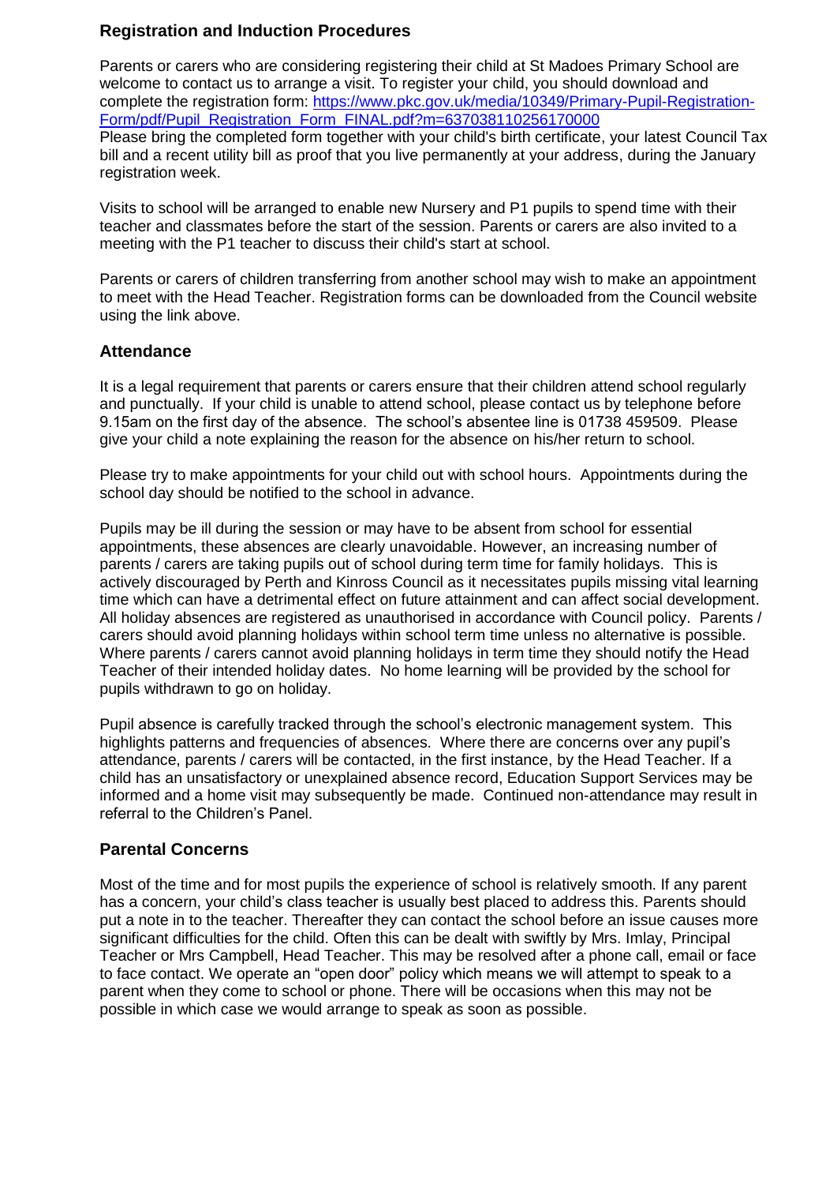## Registration and Induction Procedures

Parents or carers who are considering registering their child at St Madoes Primary School are welcome to contact us to arrange a visit. To register your child, you should download and complete the registration form: [https://www.pkc.gov.uk/media/10349/Primary-Pupil-Registration-Form/pdf/Pupil_Registration_Form_FINAL.pdf?m=637038110256170000](https://www.pkc.gov.uk/media/10349/Primary-Pupil-Registration-Form/pdf/Pupil_Registration_Form_FINAL.pdf?m=637038110256170000)
Please bring the completed form together with your child's birth certificate, your latest Council Tax bill and a recent utility bill as proof that you live permanently at your address, during the January registration week.

Visits to school will be arranged to enable new Nursery and P1 pupils to spend time with their teacher and classmates before the start of the session. Parents or carers are also invited to a meeting with the P1 teacher to discuss their child's start at school.

Parents or carers of children transferring from another school may wish to make an appointment to meet with the Head Teacher. Registration forms can be downloaded from the Council website using the link above.

## Attendance

It is a legal requirement that parents or carers ensure that their children attend school regularly and punctually. If your child is unable to attend school, please contact us by telephone before 9.15am on the first day of the absence. The school's absentee line is 01738 459509. Please give your child a note explaining the reason for the absence on his/her return to school.

Please try to make appointments for your child out with school hours. Appointments during the school day should be notified to the school in advance.

Pupils may be ill during the session or may have to be absent from school for essential appointments, these absences are clearly unavoidable. However, an increasing number of parents / carers are taking pupils out of school during term time for family holidays. This is actively discouraged by Perth and Kinross Council as it necessitates pupils missing vital learning time which can have a detrimental effect on future attainment and can affect social development. All holiday absences are registered as unauthorised in accordance with Council policy. Parents / carers should avoid planning holidays within school term time unless no alternative is possible. Where parents / carers cannot avoid planning holidays in term time they should notify the Head Teacher of their intended holiday dates. No home learning will be provided by the school for pupils withdrawn to go on holiday.

Pupil absence is carefully tracked through the school's electronic management system. This highlights patterns and frequencies of absences. Where there are concerns over any pupil's attendance, parents / carers will be contacted, in the first instance, by the Head Teacher. If a child has an unsatisfactory or unexplained absence record, Education Support Services may be informed and a home visit may subsequently be made. Continued non-attendance may result in referral to the Children's Panel.

## Parental Concerns

Most of the time and for most pupils the experience of school is relatively smooth. If any parent has a concern, your child's class teacher is usually best placed to address this. Parents should put a note in to the teacher. Thereafter they can contact the school before an issue causes more significant difficulties for the child. Often this can be dealt with swiftly by Mrs. Imlay, Principal Teacher or Mrs Campbell, Head Teacher. This may be resolved after a phone call, email or face to face contact. We operate an "open door" policy which means we will attempt to speak to a parent when they come to school or phone. There will be occasions when this may not be possible in which case we would arrange to speak as soon as possible.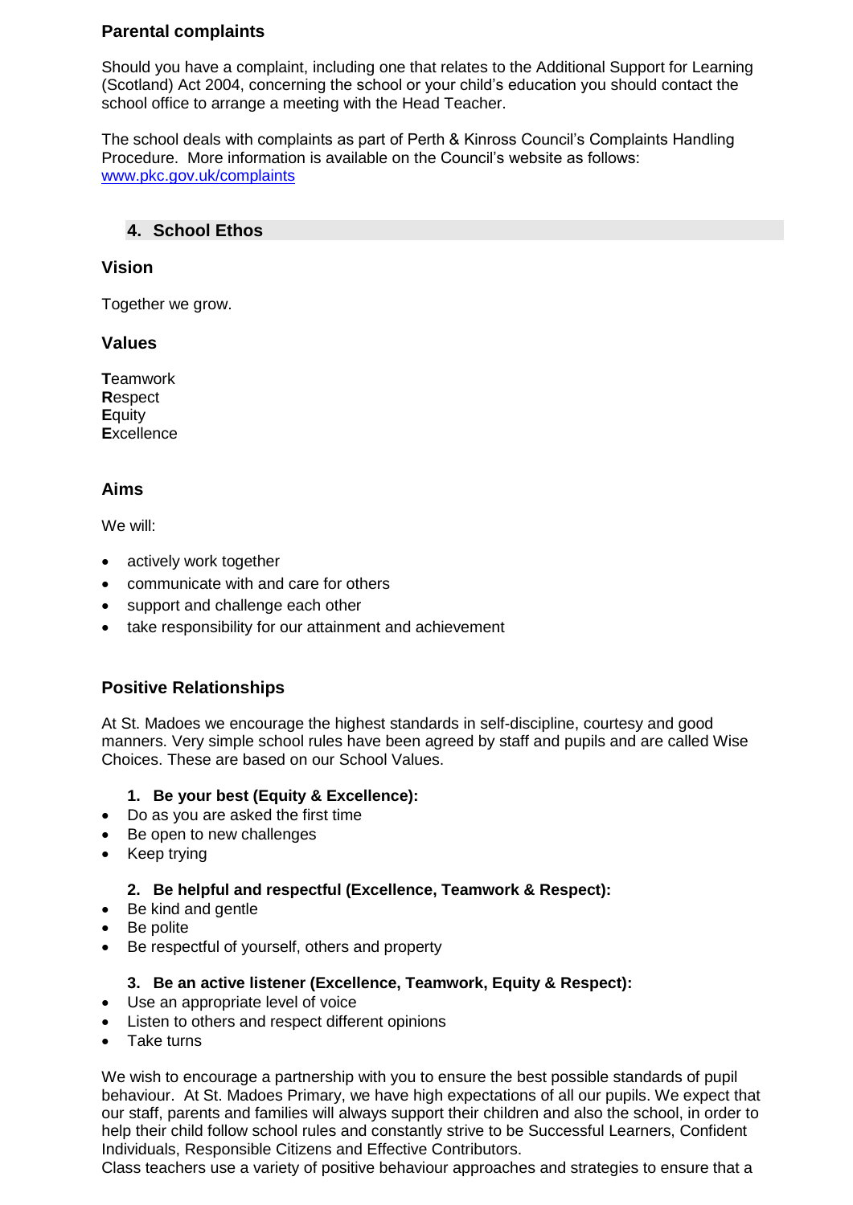### Parental complaints

Should you have a complaint, including one that relates to the Additional Support for Learning (Scotland) Act 2004, concerning the school or your child's education you should contact the school office to arrange a meeting with the Head Teacher.

The school deals with complaints as part of Perth & Kinross Council's Complaints Handling Procedure. More information is available on the Council's website as follows: [www.pkc.gov.uk/complaints](www.pkc.gov.uk/complaints)

## 4. School Ethos

### Vision

Together we grow.

### Values

**T**eamwork
**R**espect
**E**quity
**E**xcellence

### Aims

We will:

- actively work together
- communicate with and care for others
- support and challenge each other
- take responsibility for our attainment and achievement

### Positive Relationships

At St. Madoes we encourage the highest standards in self-discipline, courtesy and good manners. Very simple school rules have been agreed by staff and pupils and are called Wise Choices. These are based on our School Values.

1. **Be your best (Equity & Excellence):**
   - Do as you are asked the first time
   - Be open to new challenges
   - Keep trying

2. **Be helpful and respectful (Excellence, Teamwork & Respect):**
   - Be kind and gentle
   - Be polite
   - Be respectful of yourself, others and property

3. **Be an active listener (Excellence, Teamwork, Equity & Respect):**
   - Use an appropriate level of voice
   - Listen to others and respect different opinions
   - Take turns

We wish to encourage a partnership with you to ensure the best possible standards of pupil behaviour. At St. Madoes Primary, we have high expectations of all our pupils. We expect that our staff, parents and families will always support their children and also the school, in order to help their child follow school rules and constantly strive to be Successful Learners, Confident Individuals, Responsible Citizens and Effective Contributors.
Class teachers use a variety of positive behaviour approaches and strategies to ensure that a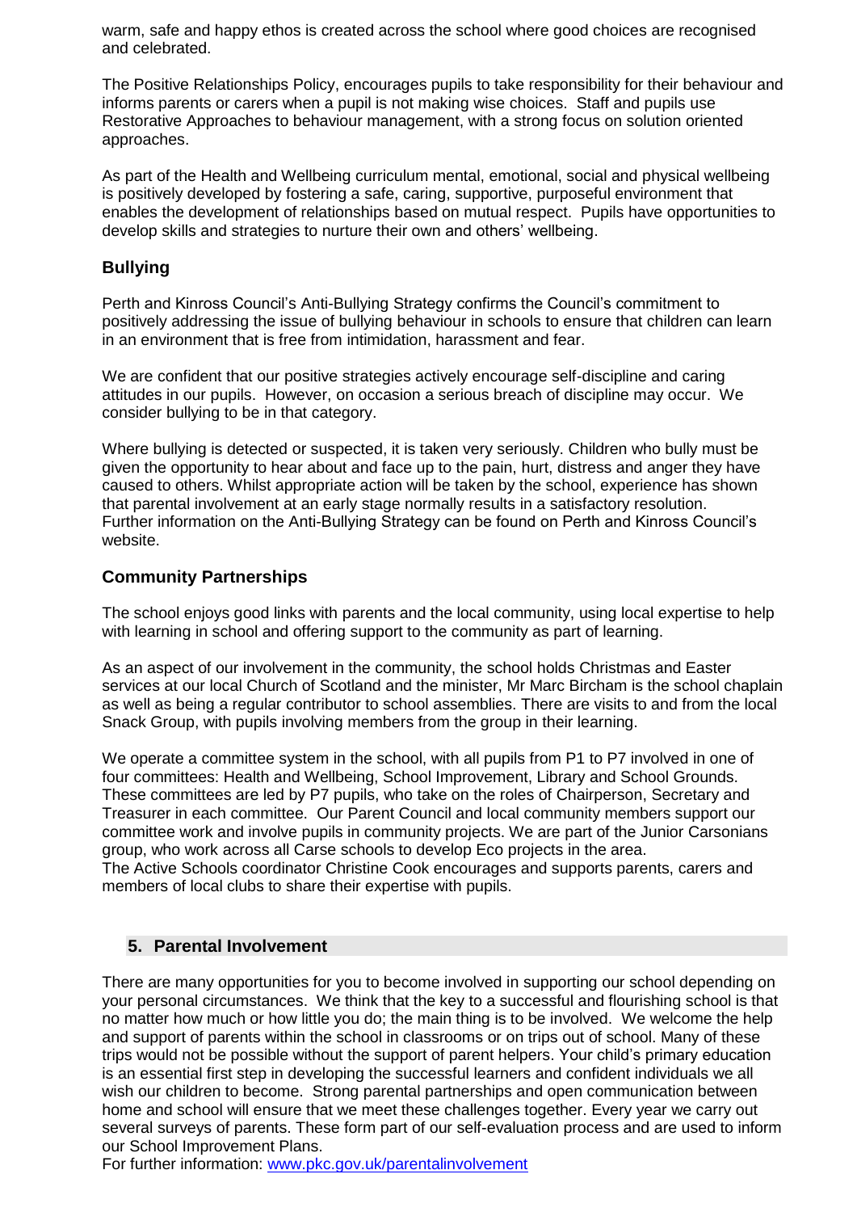warm, safe and happy ethos is created across the school where good choices are recognised and celebrated.

The Positive Relationships Policy, encourages pupils to take responsibility for their behaviour and informs parents or carers when a pupil is not making wise choices. Staff and pupils use Restorative Approaches to behaviour management, with a strong focus on solution oriented approaches.

As part of the Health and Wellbeing curriculum mental, emotional, social and physical wellbeing is positively developed by fostering a safe, caring, supportive, purposeful environment that enables the development of relationships based on mutual respect. Pupils have opportunities to develop skills and strategies to nurture their own and others' wellbeing.

### Bullying

Perth and Kinross Council's Anti-Bullying Strategy confirms the Council's commitment to positively addressing the issue of bullying behaviour in schools to ensure that children can learn in an environment that is free from intimidation, harassment and fear.

We are confident that our positive strategies actively encourage self-discipline and caring attitudes in our pupils. However, on occasion a serious breach of discipline may occur. We consider bullying to be in that category.

Where bullying is detected or suspected, it is taken very seriously. Children who bully must be given the opportunity to hear about and face up to the pain, hurt, distress and anger they have caused to others. Whilst appropriate action will be taken by the school, experience has shown that parental involvement at an early stage normally results in a satisfactory resolution. Further information on the Anti-Bullying Strategy can be found on Perth and Kinross Council's website.

### Community Partnerships

The school enjoys good links with parents and the local community, using local expertise to help with learning in school and offering support to the community as part of learning.

As an aspect of our involvement in the community, the school holds Christmas and Easter services at our local Church of Scotland and the minister, Mr Marc Bircham is the school chaplain as well as being a regular contributor to school assemblies. There are visits to and from the local Snack Group, with pupils involving members from the group in their learning.

We operate a committee system in the school, with all pupils from P1 to P7 involved in one of four committees: Health and Wellbeing, School Improvement, Library and School Grounds. These committees are led by P7 pupils, who take on the roles of Chairperson, Secretary and Treasurer in each committee. Our Parent Council and local community members support our committee work and involve pupils in community projects. We are part of the Junior Carsonians group, who work across all Carse schools to develop Eco projects in the area.
The Active Schools coordinator Christine Cook encourages and supports parents, carers and members of local clubs to share their expertise with pupils.

## 5. Parental Involvement

There are many opportunities for you to become involved in supporting our school depending on your personal circumstances. We think that the key to a successful and flourishing school is that no matter how much or how little you do; the main thing is to be involved. We welcome the help and support of parents within the school in classrooms or on trips out of school. Many of these trips would not be possible without the support of parent helpers. Your child's primary education is an essential first step in developing the successful learners and confident individuals we all wish our children to become. Strong parental partnerships and open communication between home and school will ensure that we meet these challenges together. Every year we carry out several surveys of parents. These form part of our self-evaluation process and are used to inform our School Improvement Plans.
For further information: [www.pkc.gov.uk/parentalinvolvement](http://www.pkc.gov.uk/parentalinvolvement)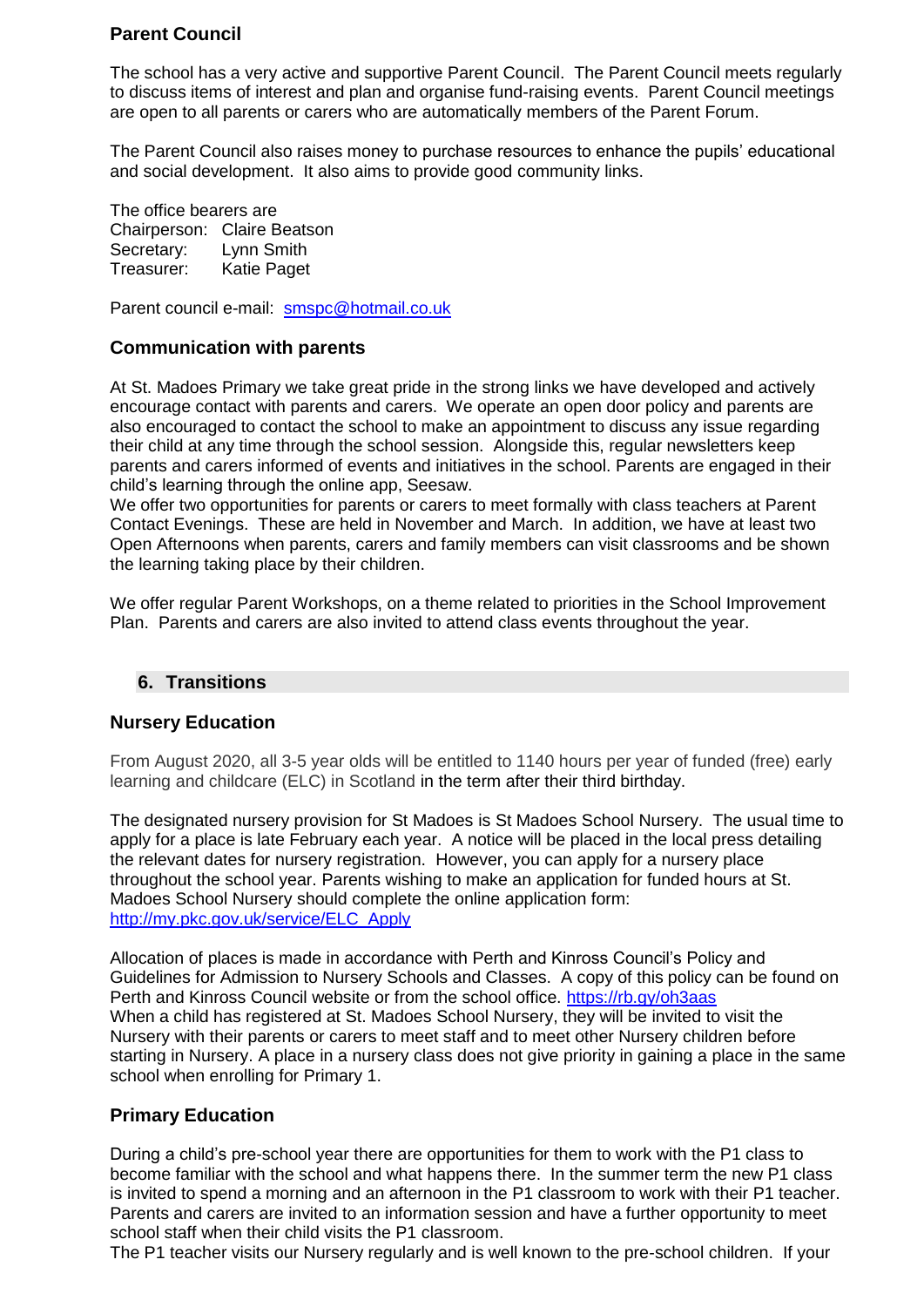### Parent Council

The school has a very active and supportive Parent Council. The Parent Council meets regularly to discuss items of interest and plan and organise fund-raising events. Parent Council meetings are open to all parents or carers who are automatically members of the Parent Forum.

The Parent Council also raises money to purchase resources to enhance the pupils' educational and social development. It also aims to provide good community links.

The office bearers are
Chairperson: Claire Beatson
Secretary: Lynn Smith
Treasurer: Katie Paget

Parent council e-mail: smspc@hotmail.co.uk

### Communication with parents

At St. Madoes Primary we take great pride in the strong links we have developed and actively encourage contact with parents and carers. We operate an open door policy and parents are also encouraged to contact the school to make an appointment to discuss any issue regarding their child at any time through the school session. Alongside this, regular newsletters keep parents and carers informed of events and initiatives in the school. Parents are engaged in their child's learning through the online app, Seesaw.
We offer two opportunities for parents or carers to meet formally with class teachers at Parent Contact Evenings. These are held in November and March. In addition, we have at least two Open Afternoons when parents, carers and family members can visit classrooms and be shown the learning taking place by their children.

We offer regular Parent Workshops, on a theme related to priorities in the School Improvement Plan. Parents and carers are also invited to attend class events throughout the year.

## 6. Transitions

### Nursery Education

From August 2020, all 3-5 year olds will be entitled to 1140 hours per year of funded (free) early learning and childcare (ELC) in Scotland in the term after their third birthday.

The designated nursery provision for St Madoes is St Madoes School Nursery. The usual time to apply for a place is late February each year. A notice will be placed in the local press detailing the relevant dates for nursery registration. However, you can apply for a nursery place throughout the school year. Parents wishing to make an application for funded hours at St. Madoes School Nursery should complete the online application form:
http://my.pkc.gov.uk/service/ELC_Apply

Allocation of places is made in accordance with Perth and Kinross Council's Policy and Guidelines for Admission to Nursery Schools and Classes. A copy of this policy can be found on Perth and Kinross Council website or from the school office. https://rb.gy/oh3aas
When a child has registered at St. Madoes School Nursery, they will be invited to visit the Nursery with their parents or carers to meet staff and to meet other Nursery children before starting in Nursery. A place in a nursery class does not give priority in gaining a place in the same school when enrolling for Primary 1.

### Primary Education

During a child's pre-school year there are opportunities for them to work with the P1 class to become familiar with the school and what happens there. In the summer term the new P1 class is invited to spend a morning and an afternoon in the P1 classroom to work with their P1 teacher. Parents and carers are invited to an information session and have a further opportunity to meet school staff when their child visits the P1 classroom.
The P1 teacher visits our Nursery regularly and is well known to the pre-school children. If your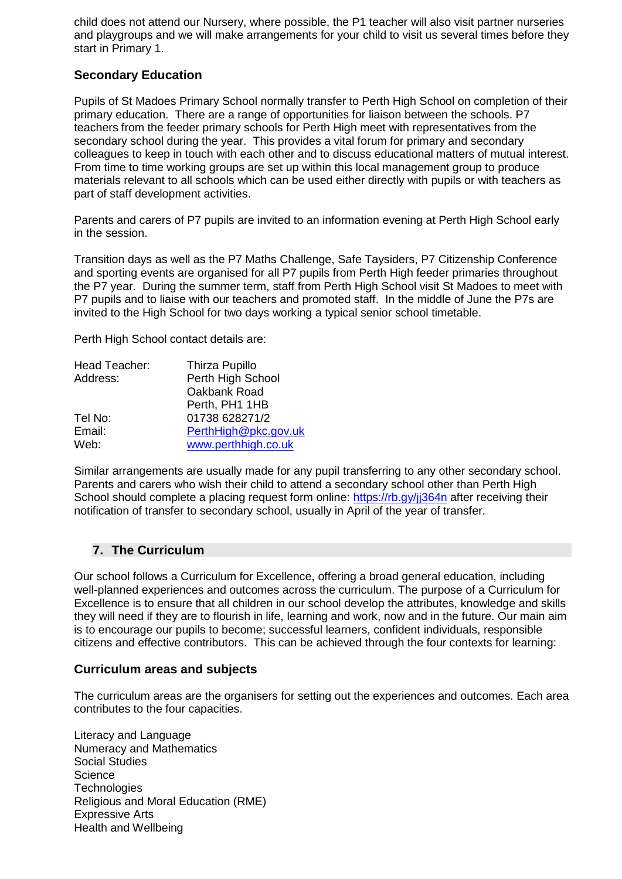child does not attend our Nursery, where possible, the P1 teacher will also visit partner nurseries and playgroups and we will make arrangements for your child to visit us several times before they start in Primary 1.

### Secondary Education

Pupils of St Madoes Primary School normally transfer to Perth High School on completion of their primary education. There are a range of opportunities for liaison between the schools. P7 teachers from the feeder primary schools for Perth High meet with representatives from the secondary school during the year. This provides a vital forum for primary and secondary colleagues to keep in touch with each other and to discuss educational matters of mutual interest. From time to time working groups are set up within this local management group to produce materials relevant to all schools which can be used either directly with pupils or with teachers as part of staff development activities.

Parents and carers of P7 pupils are invited to an information evening at Perth High School early in the session.

Transition days as well as the P7 Maths Challenge, Safe Taysiders, P7 Citizenship Conference and sporting events are organised for all P7 pupils from Perth High feeder primaries throughout the P7 year. During the summer term, staff from Perth High School visit St Madoes to meet with P7 pupils and to liaise with our teachers and promoted staff. In the middle of June the P7s are invited to the High School for two days working a typical senior school timetable.

Perth High School contact details are:

| | |
|---|---|
| Head Teacher: | Thirza Pupillo |
| Address: | Perth High School<br>Oakbank Road<br>Perth, PH1 1HB |
| Tel No: | 01738 628271/2 |
| Email: | PerthHigh@pkc.gov.uk |
| Web: | www.perthhigh.co.uk |

Similar arrangements are usually made for any pupil transferring to any other secondary school. Parents and carers who wish their child to attend a secondary school other than Perth High School should complete a placing request form online: https://rb.gy/jj364n after receiving their notification of transfer to secondary school, usually in April of the year of transfer.

## 7. The Curriculum

Our school follows a Curriculum for Excellence, offering a broad general education, including well-planned experiences and outcomes across the curriculum. The purpose of a Curriculum for Excellence is to ensure that all children in our school develop the attributes, knowledge and skills they will need if they are to flourish in life, learning and work, now and in the future. Our main aim is to encourage our pupils to become; successful learners, confident individuals, responsible citizens and effective contributors. This can be achieved through the four contexts for learning:

### Curriculum areas and subjects

The curriculum areas are the organisers for setting out the experiences and outcomes. Each area contributes to the four capacities.

Literacy and Language
Numeracy and Mathematics
Social Studies
Science
Technologies
Religious and Moral Education (RME)
Expressive Arts
Health and Wellbeing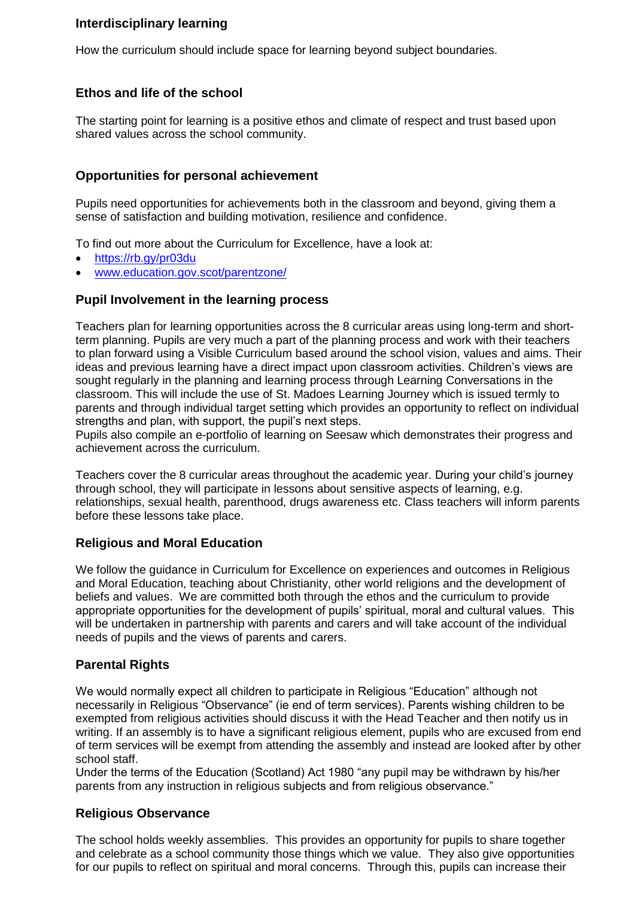### Interdisciplinary learning

How the curriculum should include space for learning beyond subject boundaries.

### Ethos and life of the school

The starting point for learning is a positive ethos and climate of respect and trust based upon shared values across the school community.

### Opportunities for personal achievement

Pupils need opportunities for achievements both in the classroom and beyond, giving them a sense of satisfaction and building motivation, resilience and confidence.

To find out more about the Curriculum for Excellence, have a look at:

- https://rb.gy/pr03du
- www.education.gov.scot/parentzone/

### Pupil Involvement in the learning process

Teachers plan for learning opportunities across the 8 curricular areas using long-term and short-term planning. Pupils are very much a part of the planning process and work with their teachers to plan forward using a Visible Curriculum based around the school vision, values and aims. Their ideas and previous learning have a direct impact upon classroom activities. Children's views are sought regularly in the planning and learning process through Learning Conversations in the classroom. This will include the use of St. Madoes Learning Journey which is issued termly to parents and through individual target setting which provides an opportunity to reflect on individual strengths and plan, with support, the pupil's next steps.
Pupils also compile an e-portfolio of learning on Seesaw which demonstrates their progress and achievement across the curriculum.

Teachers cover the 8 curricular areas throughout the academic year. During your child's journey through school, they will participate in lessons about sensitive aspects of learning, e.g. relationships, sexual health, parenthood, drugs awareness etc. Class teachers will inform parents before these lessons take place.

### Religious and Moral Education

We follow the guidance in Curriculum for Excellence on experiences and outcomes in Religious and Moral Education, teaching about Christianity, other world religions and the development of beliefs and values. We are committed both through the ethos and the curriculum to provide appropriate opportunities for the development of pupils' spiritual, moral and cultural values. This will be undertaken in partnership with parents and carers and will take account of the individual needs of pupils and the views of parents and carers.

### Parental Rights

We would normally expect all children to participate in Religious "Education" although not necessarily in Religious "Observance" (ie end of term services). Parents wishing children to be exempted from religious activities should discuss it with the Head Teacher and then notify us in writing. If an assembly is to have a significant religious element, pupils who are excused from end of term services will be exempt from attending the assembly and instead are looked after by other school staff.
Under the terms of the Education (Scotland) Act 1980 "any pupil may be withdrawn by his/her parents from any instruction in religious subjects and from religious observance."

### Religious Observance

The school holds weekly assemblies. This provides an opportunity for pupils to share together and celebrate as a school community those things which we value. They also give opportunities for our pupils to reflect on spiritual and moral concerns. Through this, pupils can increase their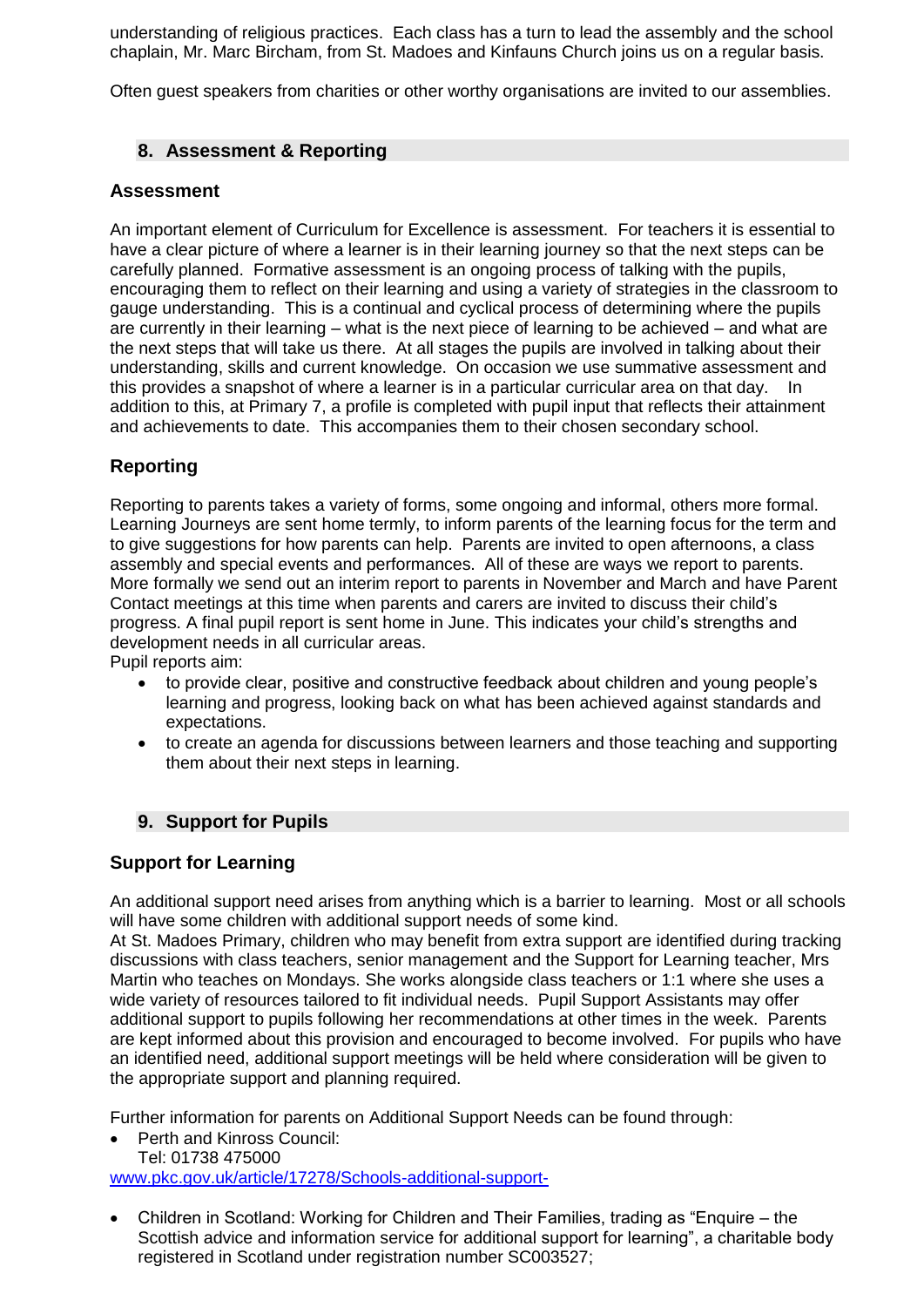understanding of religious practices. Each class has a turn to lead the assembly and the school chaplain, Mr. Marc Bircham, from St. Madoes and Kinfauns Church joins us on a regular basis.

Often guest speakers from charities or other worthy organisations are invited to our assemblies.

## 8. Assessment & Reporting

### Assessment

An important element of Curriculum for Excellence is assessment. For teachers it is essential to have a clear picture of where a learner is in their learning journey so that the next steps can be carefully planned. Formative assessment is an ongoing process of talking with the pupils, encouraging them to reflect on their learning and using a variety of strategies in the classroom to gauge understanding. This is a continual and cyclical process of determining where the pupils are currently in their learning – what is the next piece of learning to be achieved – and what are the next steps that will take us there. At all stages the pupils are involved in talking about their understanding, skills and current knowledge. On occasion we use summative assessment and this provides a snapshot of where a learner is in a particular curricular area on that day. In addition to this, at Primary 7, a profile is completed with pupil input that reflects their attainment and achievements to date. This accompanies them to their chosen secondary school.

### Reporting

Reporting to parents takes a variety of forms, some ongoing and informal, others more formal. Learning Journeys are sent home termly, to inform parents of the learning focus for the term and to give suggestions for how parents can help. Parents are invited to open afternoons, a class assembly and special events and performances. All of these are ways we report to parents. More formally we send out an interim report to parents in November and March and have Parent Contact meetings at this time when parents and carers are invited to discuss their child's progress. A final pupil report is sent home in June. This indicates your child's strengths and development needs in all curricular areas.

Pupil reports aim:

- to provide clear, positive and constructive feedback about children and young people's learning and progress, looking back on what has been achieved against standards and expectations.
- to create an agenda for discussions between learners and those teaching and supporting them about their next steps in learning.

## 9. Support for Pupils

### Support for Learning

An additional support need arises from anything which is a barrier to learning. Most or all schools will have some children with additional support needs of some kind.

At St. Madoes Primary, children who may benefit from extra support are identified during tracking discussions with class teachers, senior management and the Support for Learning teacher, Mrs Martin who teaches on Mondays. She works alongside class teachers or 1:1 where she uses a wide variety of resources tailored to fit individual needs. Pupil Support Assistants may offer additional support to pupils following her recommendations at other times in the week. Parents are kept informed about this provision and encouraged to become involved. For pupils who have an identified need, additional support meetings will be held where consideration will be given to the appropriate support and planning required.

Further information for parents on Additional Support Needs can be found through:

- Perth and Kinross Council:
  Tel: 01738 475000

[www.pkc.gov.uk/article/17278/Schools-additional-support-](http://www.pkc.gov.uk/article/17278/Schools-additional-support-)

- Children in Scotland: Working for Children and Their Families, trading as "Enquire – the Scottish advice and information service for additional support for learning", a charitable body registered in Scotland under registration number SC003527;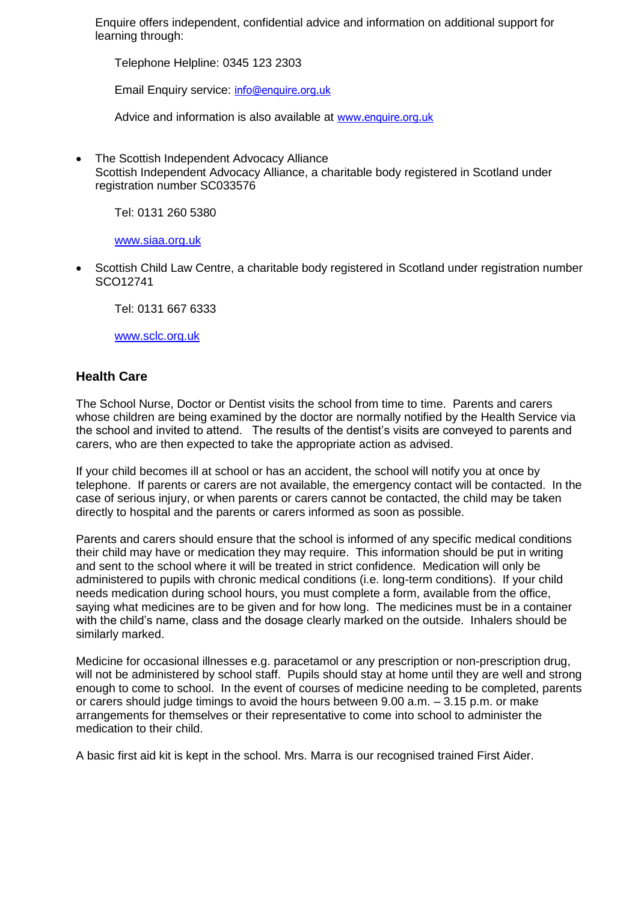Enquire offers independent, confidential advice and information on additional support for learning through:

Telephone Helpline: 0345 123 2303

Email Enquiry service: info@enquire.org.uk

Advice and information is also available at www.enquire.org.uk

- The Scottish Independent Advocacy Alliance
  Scottish Independent Advocacy Alliance, a charitable body registered in Scotland under registration number SC033576

  Tel: 0131 260 5380

  www.siaa.org.uk

- Scottish Child Law Centre, a charitable body registered in Scotland under registration number SCO12741

  Tel: 0131 667 6333

  www.sclc.org.uk

### Health Care

The School Nurse, Doctor or Dentist visits the school from time to time. Parents and carers whose children are being examined by the doctor are normally notified by the Health Service via the school and invited to attend. The results of the dentist's visits are conveyed to parents and carers, who are then expected to take the appropriate action as advised.

If your child becomes ill at school or has an accident, the school will notify you at once by telephone. If parents or carers are not available, the emergency contact will be contacted. In the case of serious injury, or when parents or carers cannot be contacted, the child may be taken directly to hospital and the parents or carers informed as soon as possible.

Parents and carers should ensure that the school is informed of any specific medical conditions their child may have or medication they may require. This information should be put in writing and sent to the school where it will be treated in strict confidence. Medication will only be administered to pupils with chronic medical conditions (i.e. long-term conditions). If your child needs medication during school hours, you must complete a form, available from the office, saying what medicines are to be given and for how long. The medicines must be in a container with the child's name, class and the dosage clearly marked on the outside. Inhalers should be similarly marked.

Medicine for occasional illnesses e.g. paracetamol or any prescription or non-prescription drug, will not be administered by school staff. Pupils should stay at home until they are well and strong enough to come to school. In the event of courses of medicine needing to be completed, parents or carers should judge timings to avoid the hours between 9.00 a.m. – 3.15 p.m. or make arrangements for themselves or their representative to come into school to administer the medication to their child.

A basic first aid kit is kept in the school. Mrs. Marra is our recognised trained First Aider.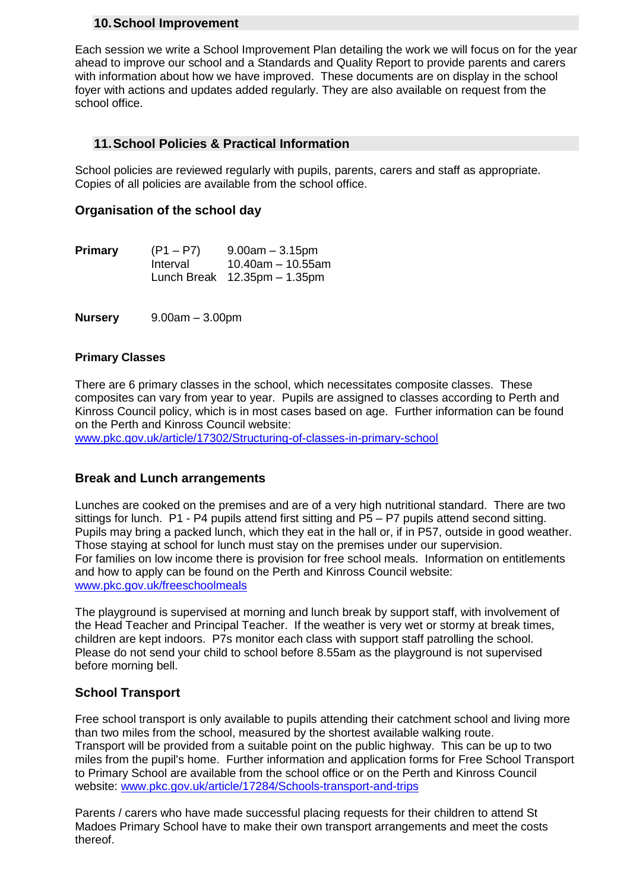## 10. School Improvement

Each session we write a School Improvement Plan detailing the work we will focus on for the year ahead to improve our school and a Standards and Quality Report to provide parents and carers with information about how we have improved. These documents are on display in the school foyer with actions and updates added regularly. They are also available on request from the school office.

## 11. School Policies & Practical Information

School policies are reviewed regularly with pupils, parents, carers and staff as appropriate. Copies of all policies are available from the school office.

### Organisation of the school day

| | | |
|---|---|---|
| **Primary** | (P1 – P7) | 9.00am – 3.15pm |
| | Interval | 10.40am – 10.55am |
| | Lunch Break | 12.35pm – 1.35pm |

**Nursery** 9.00am – 3.00pm

**Primary Classes**

There are 6 primary classes in the school, which necessitates composite classes. These composites can vary from year to year. Pupils are assigned to classes according to Perth and Kinross Council policy, which is in most cases based on age. Further information can be found on the Perth and Kinross Council website:
www.pkc.gov.uk/article/17302/Structuring-of-classes-in-primary-school

### Break and Lunch arrangements

Lunches are cooked on the premises and are of a very high nutritional standard. There are two sittings for lunch. P1 - P4 pupils attend first sitting and P5 – P7 pupils attend second sitting. Pupils may bring a packed lunch, which they eat in the hall or, if in P57, outside in good weather. Those staying at school for lunch must stay on the premises under our supervision.
For families on low income there is provision for free school meals. Information on entitlements and how to apply can be found on the Perth and Kinross Council website:
www.pkc.gov.uk/freeschoolmeals

The playground is supervised at morning and lunch break by support staff, with involvement of the Head Teacher and Principal Teacher. If the weather is very wet or stormy at break times, children are kept indoors. P7s monitor each class with support staff patrolling the school. Please do not send your child to school before 8.55am as the playground is not supervised before morning bell.

### School Transport

Free school transport is only available to pupils attending their catchment school and living more than two miles from the school, measured by the shortest available walking route.
Transport will be provided from a suitable point on the public highway. This can be up to two miles from the pupil's home. Further information and application forms for Free School Transport to Primary School are available from the school office or on the Perth and Kinross Council website: www.pkc.gov.uk/article/17284/Schools-transport-and-trips

Parents / carers who have made successful placing requests for their children to attend St Madoes Primary School have to make their own transport arrangements and meet the costs thereof.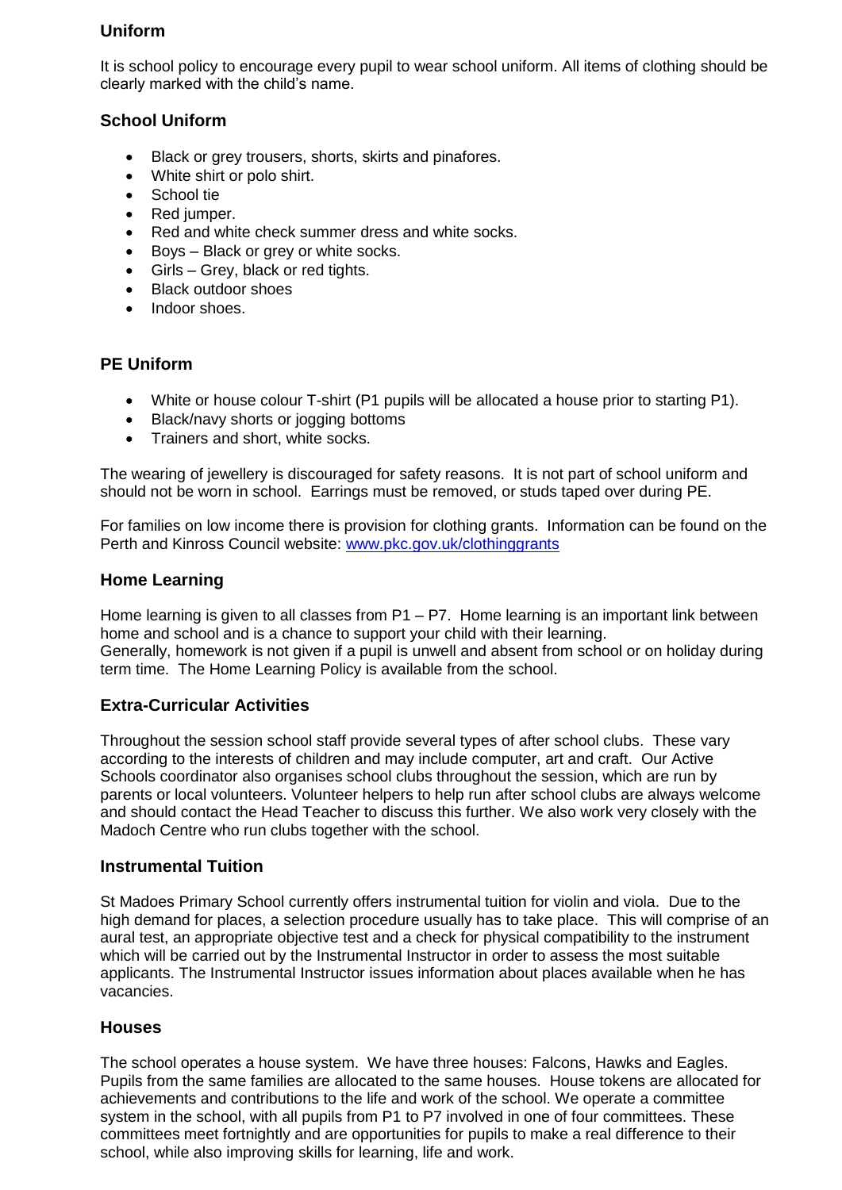## Uniform

It is school policy to encourage every pupil to wear school uniform. All items of clothing should be clearly marked with the child's name.

## School Uniform

- Black or grey trousers, shorts, skirts and pinafores.
- White shirt or polo shirt.
- School tie
- Red jumper.
- Red and white check summer dress and white socks.
- Boys – Black or grey or white socks.
- Girls – Grey, black or red tights.
- Black outdoor shoes
- Indoor shoes.

## PE Uniform

- White or house colour T-shirt (P1 pupils will be allocated a house prior to starting P1).
- Black/navy shorts or jogging bottoms
- Trainers and short, white socks.

The wearing of jewellery is discouraged for safety reasons. It is not part of school uniform and should not be worn in school. Earrings must be removed, or studs taped over during PE.

For families on low income there is provision for clothing grants. Information can be found on the Perth and Kinross Council website: [www.pkc.gov.uk/clothinggrants](http://www.pkc.gov.uk/clothinggrants)

## Home Learning

Home learning is given to all classes from P1 – P7. Home learning is an important link between home and school and is a chance to support your child with their learning.
Generally, homework is not given if a pupil is unwell and absent from school or on holiday during term time. The Home Learning Policy is available from the school.

## Extra-Curricular Activities

Throughout the session school staff provide several types of after school clubs. These vary according to the interests of children and may include computer, art and craft. Our Active Schools coordinator also organises school clubs throughout the session, which are run by parents or local volunteers. Volunteer helpers to help run after school clubs are always welcome and should contact the Head Teacher to discuss this further. We also work very closely with the Madoch Centre who run clubs together with the school.

## Instrumental Tuition

St Madoes Primary School currently offers instrumental tuition for violin and viola. Due to the high demand for places, a selection procedure usually has to take place. This will comprise of an aural test, an appropriate objective test and a check for physical compatibility to the instrument which will be carried out by the Instrumental Instructor in order to assess the most suitable applicants. The Instrumental Instructor issues information about places available when he has vacancies.

## Houses

The school operates a house system. We have three houses: Falcons, Hawks and Eagles. Pupils from the same families are allocated to the same houses. House tokens are allocated for achievements and contributions to the life and work of the school. We operate a committee system in the school, with all pupils from P1 to P7 involved in one of four committees. These committees meet fortnightly and are opportunities for pupils to make a real difference to their school, while also improving skills for learning, life and work.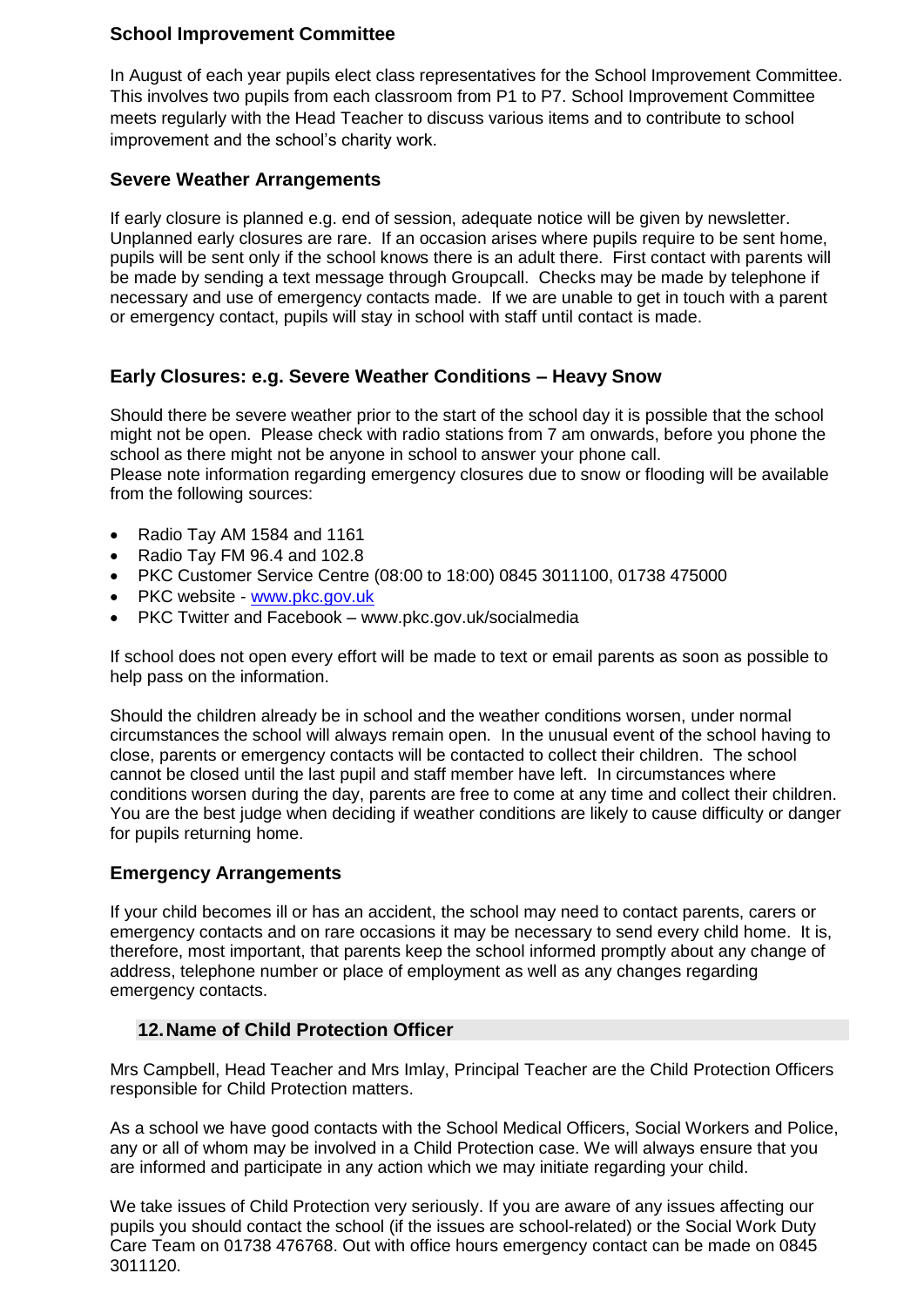### School Improvement Committee

In August of each year pupils elect class representatives for the School Improvement Committee. This involves two pupils from each classroom from P1 to P7. School Improvement Committee meets regularly with the Head Teacher to discuss various items and to contribute to school improvement and the school's charity work.

### Severe Weather Arrangements

If early closure is planned e.g. end of session, adequate notice will be given by newsletter. Unplanned early closures are rare. If an occasion arises where pupils require to be sent home, pupils will be sent only if the school knows there is an adult there. First contact with parents will be made by sending a text message through Groupcall. Checks may be made by telephone if necessary and use of emergency contacts made. If we are unable to get in touch with a parent or emergency contact, pupils will stay in school with staff until contact is made.

### Early Closures: e.g. Severe Weather Conditions – Heavy Snow

Should there be severe weather prior to the start of the school day it is possible that the school might not be open. Please check with radio stations from 7 am onwards, before you phone the school as there might not be anyone in school to answer your phone call.
Please note information regarding emergency closures due to snow or flooding will be available from the following sources:

- Radio Tay AM 1584 and 1161
- Radio Tay FM 96.4 and 102.8
- PKC Customer Service Centre (08:00 to 18:00) 0845 3011100, 01738 475000
- PKC website - [www.pkc.gov.uk](http://www.pkc.gov.uk)
- PKC Twitter and Facebook – www.pkc.gov.uk/socialmedia

If school does not open every effort will be made to text or email parents as soon as possible to help pass on the information.

Should the children already be in school and the weather conditions worsen, under normal circumstances the school will always remain open. In the unusual event of the school having to close, parents or emergency contacts will be contacted to collect their children. The school cannot be closed until the last pupil and staff member have left. In circumstances where conditions worsen during the day, parents are free to come at any time and collect their children. You are the best judge when deciding if weather conditions are likely to cause difficulty or danger for pupils returning home.

### Emergency Arrangements

If your child becomes ill or has an accident, the school may need to contact parents, carers or emergency contacts and on rare occasions it may be necessary to send every child home. It is, therefore, most important, that parents keep the school informed promptly about any change of address, telephone number or place of employment as well as any changes regarding emergency contacts.

## 12. Name of Child Protection Officer

Mrs Campbell, Head Teacher and Mrs Imlay, Principal Teacher are the Child Protection Officers responsible for Child Protection matters.

As a school we have good contacts with the School Medical Officers, Social Workers and Police, any or all of whom may be involved in a Child Protection case. We will always ensure that you are informed and participate in any action which we may initiate regarding your child.

We take issues of Child Protection very seriously. If you are aware of any issues affecting our pupils you should contact the school (if the issues are school-related) or the Social Work Duty Care Team on 01738 476768. Out with office hours emergency contact can be made on 0845 3011120.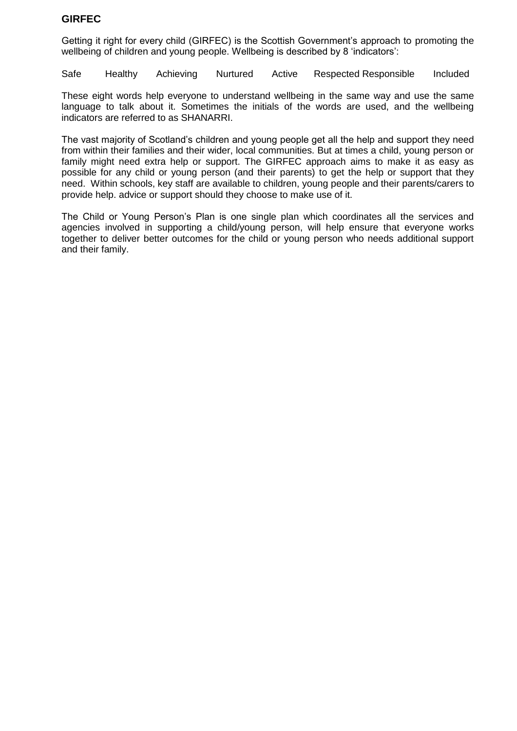## GIRFEC

Getting it right for every child (GIRFEC) is the Scottish Government's approach to promoting the wellbeing of children and young people. Wellbeing is described by 8 'indicators':

Safe Healthy Achieving Nurtured Active Respected Responsible Included

These eight words help everyone to understand wellbeing in the same way and use the same language to talk about it. Sometimes the initials of the words are used, and the wellbeing indicators are referred to as SHANARRI.

The vast majority of Scotland's children and young people get all the help and support they need from within their families and their wider, local communities. But at times a child, young person or family might need extra help or support. The GIRFEC approach aims to make it as easy as possible for any child or young person (and their parents) to get the help or support that they need. Within schools, key staff are available to children, young people and their parents/carers to provide help. advice or support should they choose to make use of it.

The Child or Young Person's Plan is one single plan which coordinates all the services and agencies involved in supporting a child/young person, will help ensure that everyone works together to deliver better outcomes for the child or young person who needs additional support and their family.